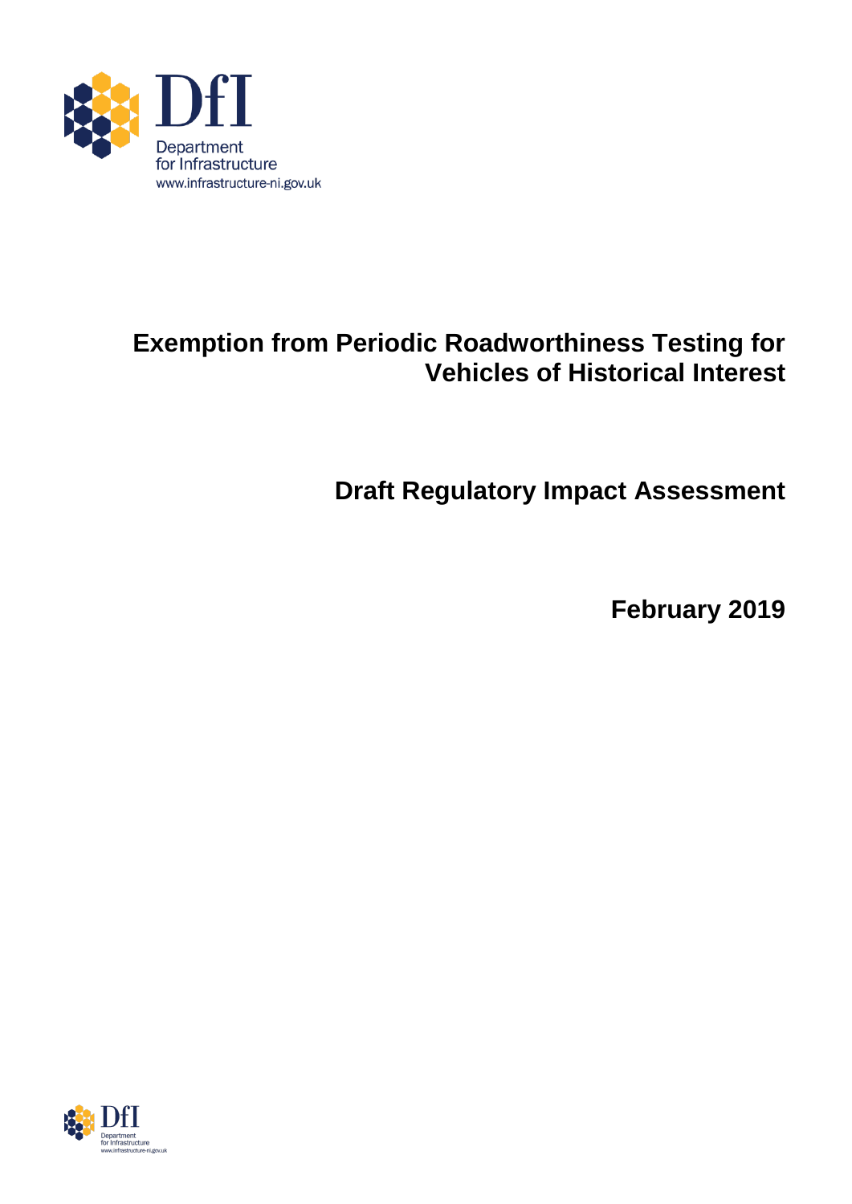DfI

Department for Infrastructure

www.infrastructure-ni.gov.uk

# Exemption from Periodic Roadworthiness Testing for Vehicles of Historical Interest

## Draft Regulatory Impact Assessment

**February 2019**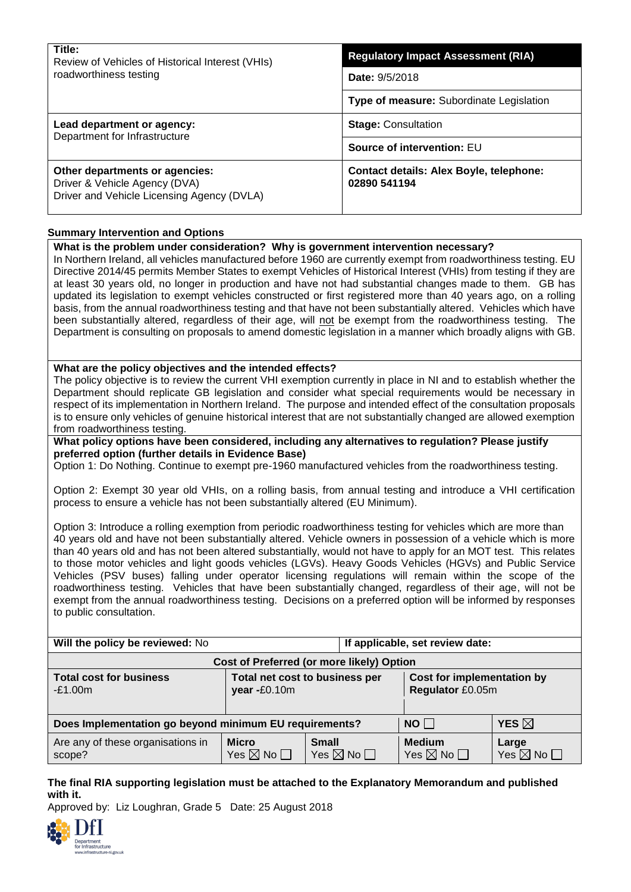| **Title:** Review of Vehicles of Historical Interest (VHIs) roadworthiness testing | **Regulatory Impact Assessment (RIA)** |
|---|---|
| | **Date:** 9/5/2018 |
| | **Type of measure:** Subordinate Legislation |
| **Lead department or agency:** Department for Infrastructure | **Stage:** Consultation |
| | **Source of intervention:** EU |
| **Other departments or agencies:** Driver & Vehicle Agency (DVA) Driver and Vehicle Licensing Agency (DVLA) | **Contact details: Alex Boyle, telephone: 02890 541194** |

**Summary Intervention and Options**

**What is the problem under consideration? Why is government intervention necessary?**

In Northern Ireland, all vehicles manufactured before 1960 are currently exempt from roadworthiness testing. EU Directive 2014/45 permits Member States to exempt Vehicles of Historical Interest (VHIs) from testing if they are at least 30 years old, no longer in production and have not had substantial changes made to them. GB has updated its legislation to exempt vehicles constructed or first registered more than 40 years ago, on a rolling basis, from the annual roadworthiness testing and that have not been substantially altered. Vehicles which have been substantially altered, regardless of their age, will not be exempt from the roadworthiness testing. The Department is consulting on proposals to amend domestic legislation in a manner which broadly aligns with GB.

**What are the policy objectives and the intended effects?**

The policy objective is to review the current VHI exemption currently in place in NI and to establish whether the Department should replicate GB legislation and consider what special requirements would be necessary in respect of its implementation in Northern Ireland. The purpose and intended effect of the consultation proposals is to ensure only vehicles of genuine historical interest that are not substantially changed are allowed exemption from roadworthiness testing.

**What policy options have been considered, including any alternatives to regulation? Please justify preferred option (further details in Evidence Base)**

Option 1: Do Nothing. Continue to exempt pre-1960 manufactured vehicles from the roadworthiness testing.

Option 2: Exempt 30 year old VHIs, on a rolling basis, from annual testing and introduce a VHI certification process to ensure a vehicle has not been substantially altered (EU Minimum).

Option 3: Introduce a rolling exemption from periodic roadworthiness testing for vehicles which are more than 40 years old and have not been substantially altered. Vehicle owners in possession of a vehicle which is more than 40 years old and has not been altered substantially, would not have to apply for an MOT test. This relates to those motor vehicles and light goods vehicles (LGVs). Heavy Goods Vehicles (HGVs) and Public Service Vehicles (PSV buses) falling under operator licensing regulations will remain within the scope of the roadworthiness testing. Vehicles that have been substantially changed, regardless of their age, will not be exempt from the annual roadworthiness testing. Decisions on a preferred option will be informed by responses to public consultation.

| **Will the policy be reviewed:** No | | | **If applicable, set review date:** | |
|---|---|---|---|---|
| **Cost of Preferred (or more likely) Option** | | | | |
| **Total cost for business** -£1.00m | **Total net cost to business per year** -£0.10m | | **Cost for implementation by Regulator** £0.05m | |
| **Does Implementation go beyond minimum EU requirements?** | | | **NO** ☐ | **YES** ☒ |
| Are any of these organisations in scope? | **Micro** Yes ☒ No ☐ | **Small** Yes ☒ No ☐ | **Medium** Yes ☒ No ☐ | **Large** Yes ☒ No ☐ |

**The final RIA supporting legislation must be attached to the Explanatory Memorandum and published with it.**

Approved by: Liz Loughran, Grade 5 Date: 25 August 2018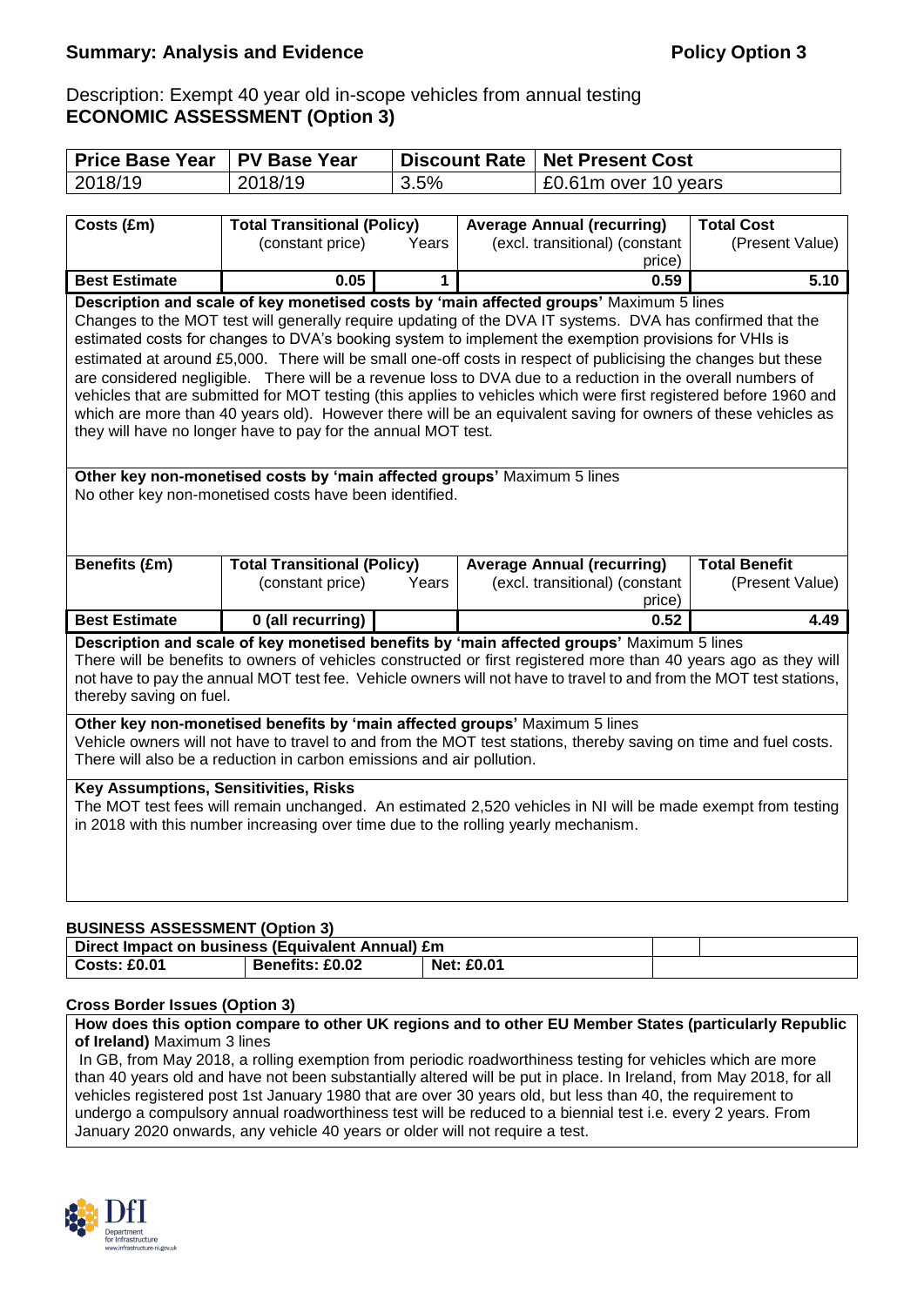## Summary: Analysis and Evidence **Policy Option 3**

Description: Exempt 40 year old in-scope vehicles from annual testing
**ECONOMIC ASSESSMENT (Option 3)**

| Price Base Year | PV Base Year | Discount Rate | Net Present Cost |
|---|---|---|---|
| 2018/19 | 2018/19 | 3.5% | £0.61m over 10 years |

| Costs (£m) | Total Transitional (Policy) (constant price) | Years | Average Annual (recurring) (excl. transitional) (constant price) | Total Cost (Present Value) |
|---|---|---|---|---|
| **Best Estimate** | 0.05 | 1 | 0.59 | 5.10 |

**Description and scale of key monetised costs by 'main affected groups'** Maximum 5 lines

Changes to the MOT test will generally require updating of the DVA IT systems. DVA has confirmed that the estimated costs for changes to DVA's booking system to implement the exemption provisions for VHIs is estimated at around £5,000. There will be small one-off costs in respect of publicising the changes but these are considered negligible. There will be a revenue loss to DVA due to a reduction in the overall numbers of vehicles that are submitted for MOT testing (this applies to vehicles which were first registered before 1960 and which are more than 40 years old). However there will be an equivalent saving for owners of these vehicles as they will have no longer have to pay for the annual MOT test.

**Other key non-monetised costs by 'main affected groups'** Maximum 5 lines

No other key non-monetised costs have been identified.

| Benefits (£m) | Total Transitional (Policy) (constant price) | Years | Average Annual (recurring) (excl. transitional) (constant price) | Total Benefit (Present Value) |
|---|---|---|---|---|
| **Best Estimate** | 0 (all recurring) | | 0.52 | 4.49 |

**Description and scale of key monetised benefits by 'main affected groups'** Maximum 5 lines

There will be benefits to owners of vehicles constructed or first registered more than 40 years ago as they will not have to pay the annual MOT test fee. Vehicle owners will not have to travel to and from the MOT test stations, thereby saving on fuel.

**Other key non-monetised benefits by 'main affected groups'** Maximum 5 lines

Vehicle owners will not have to travel to and from the MOT test stations, thereby saving on time and fuel costs. There will also be a reduction in carbon emissions and air pollution.

**Key Assumptions, Sensitivities, Risks**

The MOT test fees will remain unchanged. An estimated 2,520 vehicles in NI will be made exempt from testing in 2018 with this number increasing over time due to the rolling yearly mechanism.

**BUSINESS ASSESSMENT (Option 3)**

| Direct Impact on business (Equivalent Annual) £m | | | | |
|---|---|---|---|---|
| **Costs: £0.01** | **Benefits: £0.02** | **Net: £0.01** | | |

**Cross Border Issues (Option 3)**

**How does this option compare to other UK regions and to other EU Member States (particularly Republic of Ireland)** Maximum 3 lines

In GB, from May 2018, a rolling exemption from periodic roadworthiness testing for vehicles which are more than 40 years old and have not been substantially altered will be put in place. In Ireland, from May 2018, for all vehicles registered post 1st January 1980 that are over 30 years old, but less than 40, the requirement to undergo a compulsory annual roadworthiness test will be reduced to a biennial test i.e. every 2 years. From January 2020 onwards, any vehicle 40 years or older will not require a test.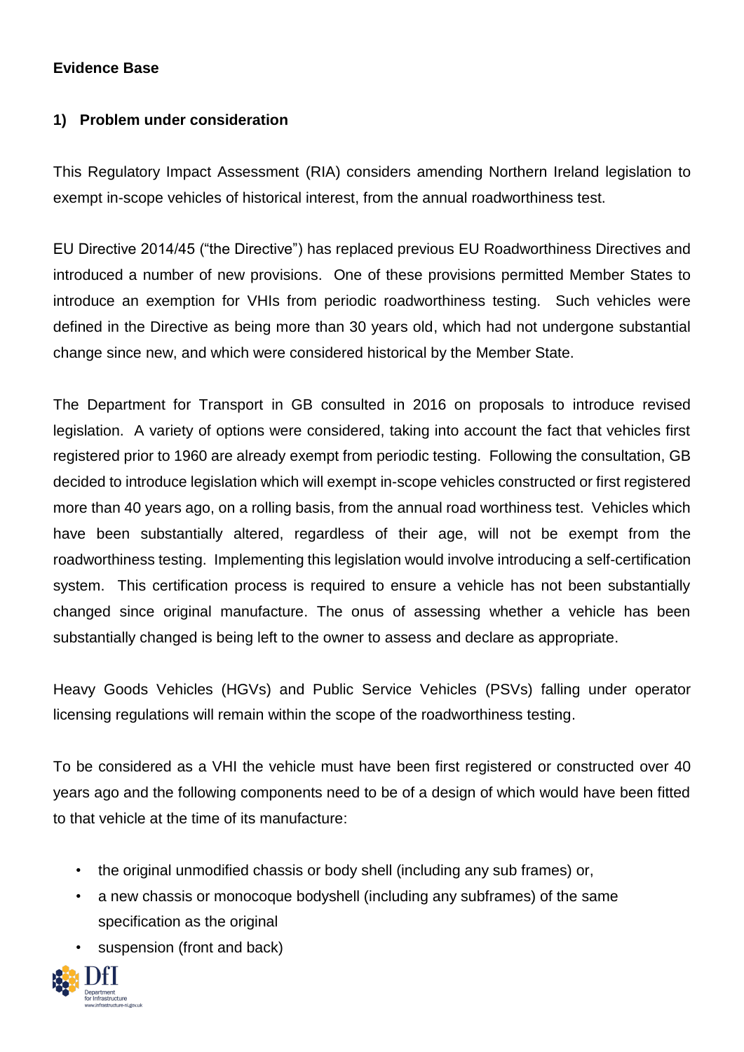**Evidence Base**

**1) Problem under consideration**

This Regulatory Impact Assessment (RIA) considers amending Northern Ireland legislation to exempt in-scope vehicles of historical interest, from the annual roadworthiness test.

EU Directive 2014/45 ("the Directive") has replaced previous EU Roadworthiness Directives and introduced a number of new provisions. One of these provisions permitted Member States to introduce an exemption for VHIs from periodic roadworthiness testing. Such vehicles were defined in the Directive as being more than 30 years old, which had not undergone substantial change since new, and which were considered historical by the Member State.

The Department for Transport in GB consulted in 2016 on proposals to introduce revised legislation. A variety of options were considered, taking into account the fact that vehicles first registered prior to 1960 are already exempt from periodic testing. Following the consultation, GB decided to introduce legislation which will exempt in-scope vehicles constructed or first registered more than 40 years ago, on a rolling basis, from the annual road worthiness test. Vehicles which have been substantially altered, regardless of their age, will not be exempt from the roadworthiness testing. Implementing this legislation would involve introducing a self-certification system. This certification process is required to ensure a vehicle has not been substantially changed since original manufacture. The onus of assessing whether a vehicle has been substantially changed is being left to the owner to assess and declare as appropriate.

Heavy Goods Vehicles (HGVs) and Public Service Vehicles (PSVs) falling under operator licensing regulations will remain within the scope of the roadworthiness testing.

To be considered as a VHI the vehicle must have been first registered or constructed over 40 years ago and the following components need to be of a design of which would have been fitted to that vehicle at the time of its manufacture:

- the original unmodified chassis or body shell (including any sub frames) or,
- a new chassis or monocoque bodyshell (including any subframes) of the same specification as the original
- suspension (front and back)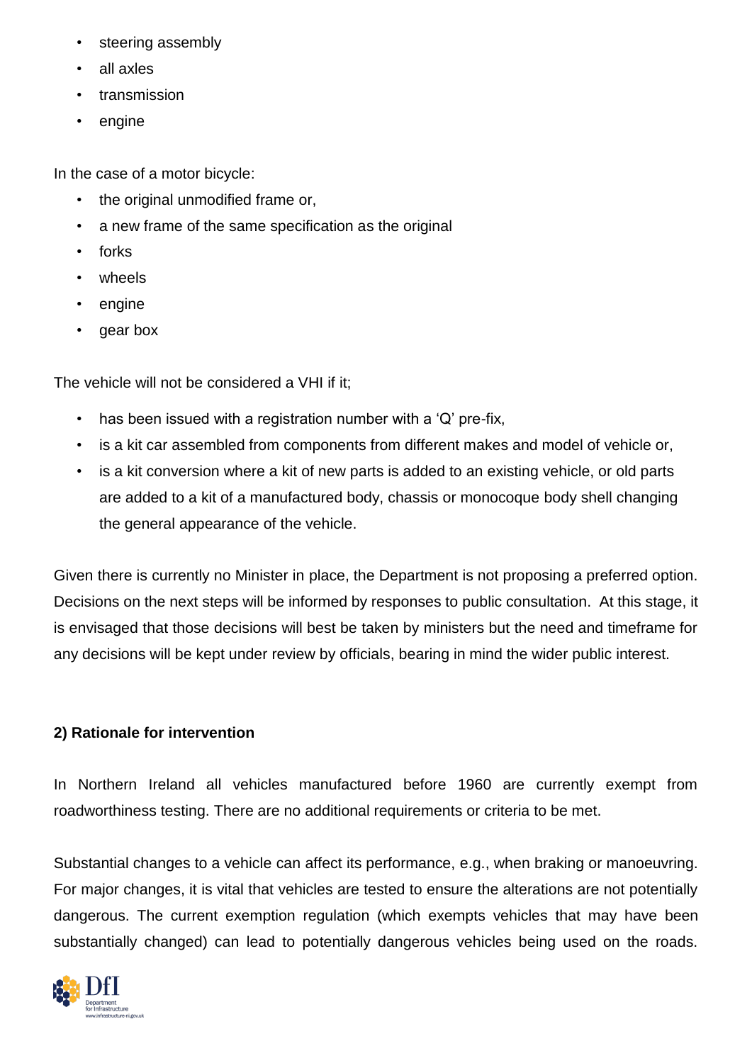- steering assembly
- all axles
- transmission
- engine

In the case of a motor bicycle:

- the original unmodified frame or,
- a new frame of the same specification as the original
- forks
- wheels
- engine
- gear box

The vehicle will not be considered a VHI if it;

- has been issued with a registration number with a 'Q' pre-fix,
- is a kit car assembled from components from different makes and model of vehicle or,
- is a kit conversion where a kit of new parts is added to an existing vehicle, or old parts are added to a kit of a manufactured body, chassis or monocoque body shell changing the general appearance of the vehicle.

Given there is currently no Minister in place, the Department is not proposing a preferred option. Decisions on the next steps will be informed by responses to public consultation. At this stage, it is envisaged that those decisions will best be taken by ministers but the need and timeframe for any decisions will be kept under review by officials, bearing in mind the wider public interest.

**2) Rationale for intervention**

In Northern Ireland all vehicles manufactured before 1960 are currently exempt from roadworthiness testing. There are no additional requirements or criteria to be met.

Substantial changes to a vehicle can affect its performance, e.g., when braking or manoeuvring. For major changes, it is vital that vehicles are tested to ensure the alterations are not potentially dangerous. The current exemption regulation (which exempts vehicles that may have been substantially changed) can lead to potentially dangerous vehicles being used on the roads.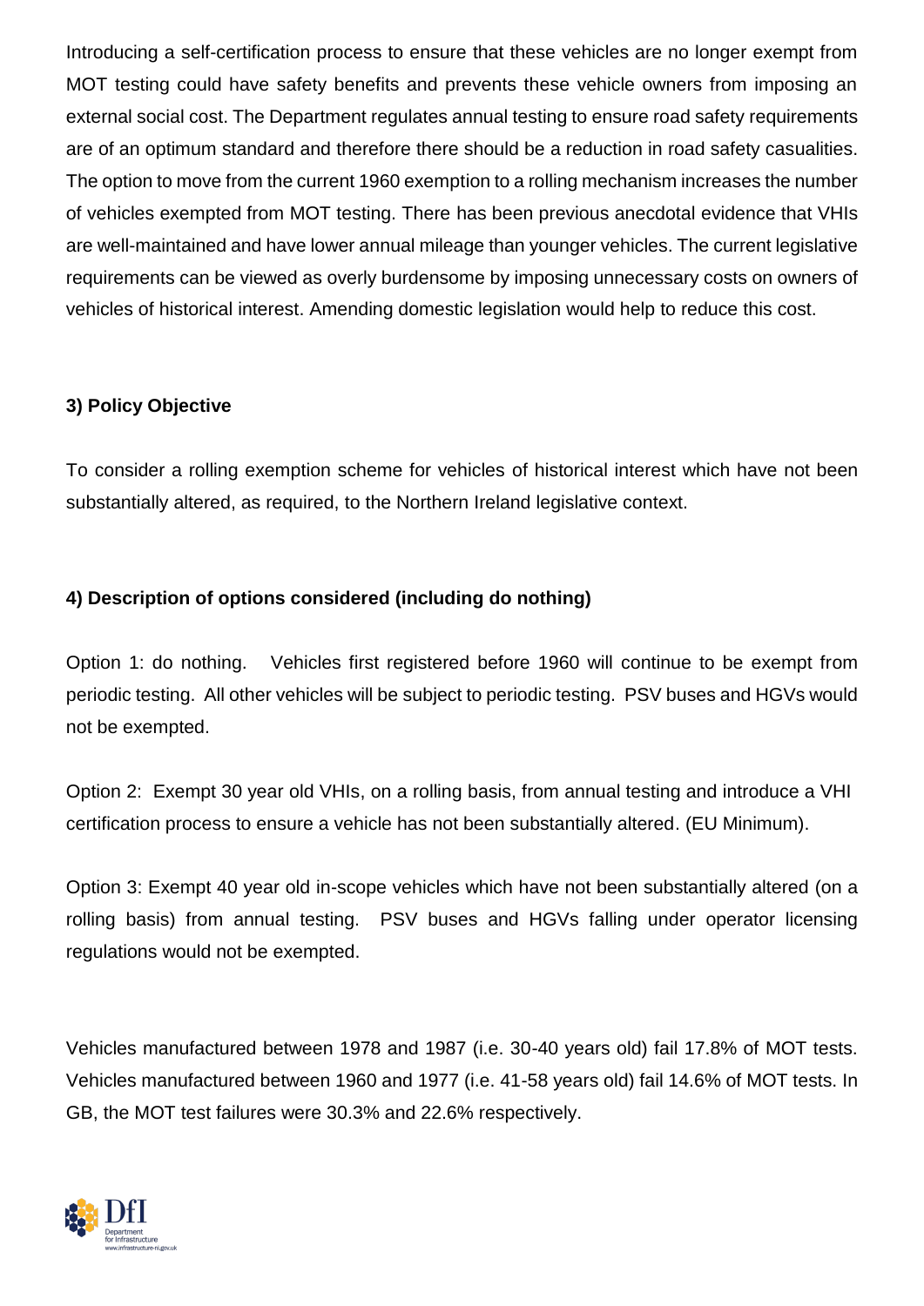Introducing a self-certification process to ensure that these vehicles are no longer exempt from MOT testing could have safety benefits and prevents these vehicle owners from imposing an external social cost. The Department regulates annual testing to ensure road safety requirements are of an optimum standard and therefore there should be a reduction in road safety casualities. The option to move from the current 1960 exemption to a rolling mechanism increases the number of vehicles exempted from MOT testing. There has been previous anecdotal evidence that VHIs are well-maintained and have lower annual mileage than younger vehicles. The current legislative requirements can be viewed as overly burdensome by imposing unnecessary costs on owners of vehicles of historical interest. Amending domestic legislation would help to reduce this cost.

**3) Policy Objective**

To consider a rolling exemption scheme for vehicles of historical interest which have not been substantially altered, as required, to the Northern Ireland legislative context.

**4) Description of options considered (including do nothing)**

Option 1: do nothing. Vehicles first registered before 1960 will continue to be exempt from periodic testing. All other vehicles will be subject to periodic testing. PSV buses and HGVs would not be exempted.

Option 2: Exempt 30 year old VHIs, on a rolling basis, from annual testing and introduce a VHI certification process to ensure a vehicle has not been substantially altered. (EU Minimum).

Option 3: Exempt 40 year old in-scope vehicles which have not been substantially altered (on a rolling basis) from annual testing. PSV buses and HGVs falling under operator licensing regulations would not be exempted.

Vehicles manufactured between 1978 and 1987 (i.e. 30-40 years old) fail 17.8% of MOT tests. Vehicles manufactured between 1960 and 1977 (i.e. 41-58 years old) fail 14.6% of MOT tests. In GB, the MOT test failures were 30.3% and 22.6% respectively.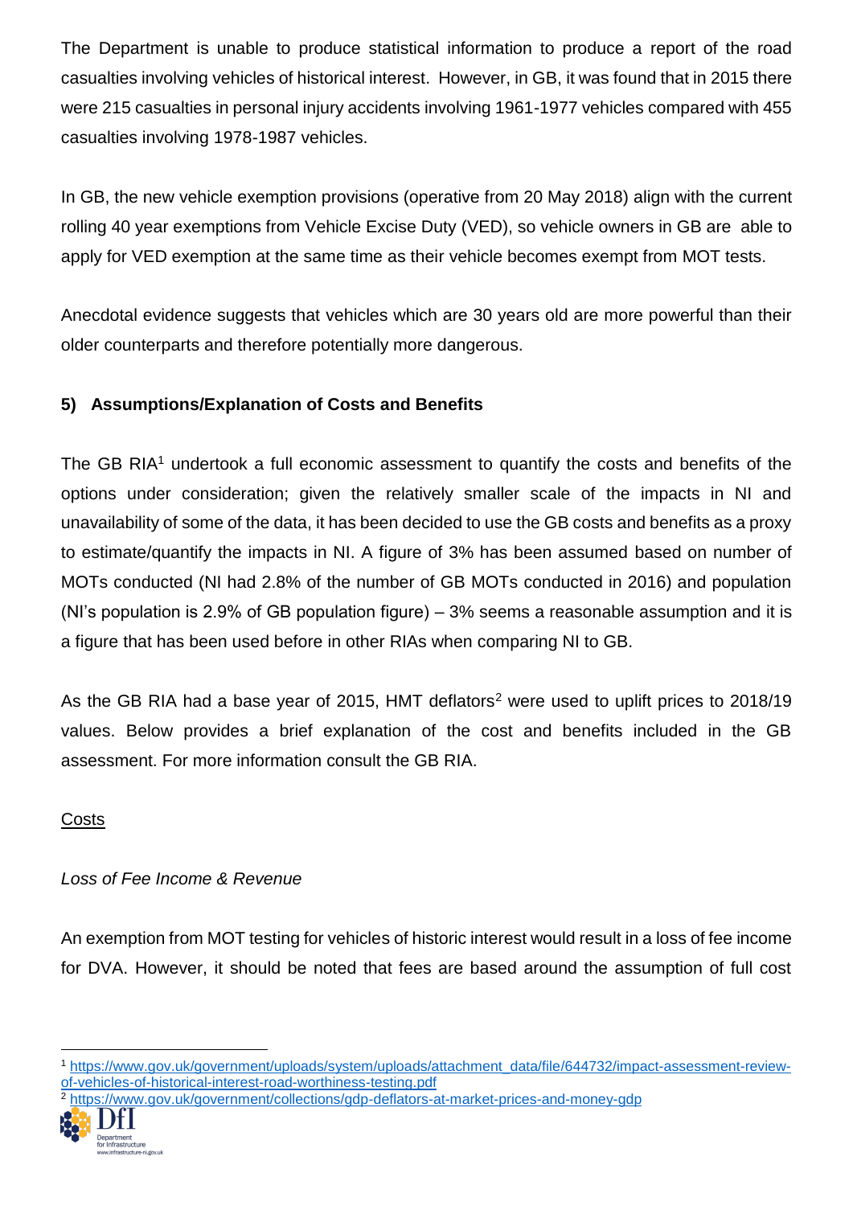The Department is unable to produce statistical information to produce a report of the road casualties involving vehicles of historical interest. However, in GB, it was found that in 2015 there were 215 casualties in personal injury accidents involving 1961-1977 vehicles compared with 455 casualties involving 1978-1987 vehicles.

In GB, the new vehicle exemption provisions (operative from 20 May 2018) align with the current rolling 40 year exemptions from Vehicle Excise Duty (VED), so vehicle owners in GB are able to apply for VED exemption at the same time as their vehicle becomes exempt from MOT tests.

Anecdotal evidence suggests that vehicles which are 30 years old are more powerful than their older counterparts and therefore potentially more dangerous.

## 5) Assumptions/Explanation of Costs and Benefits

The GB RIA[1] undertook a full economic assessment to quantify the costs and benefits of the options under consideration; given the relatively smaller scale of the impacts in NI and unavailability of some of the data, it has been decided to use the GB costs and benefits as a proxy to estimate/quantify the impacts in NI. A figure of 3% has been assumed based on number of MOTs conducted (NI had 2.8% of the number of GB MOTs conducted in 2016) and population (NI's population is 2.9% of GB population figure) – 3% seems a reasonable assumption and it is a figure that has been used before in other RIAs when comparing NI to GB.

As the GB RIA had a base year of 2015, HMT deflators[2] were used to uplift prices to 2018/19 values. Below provides a brief explanation of the cost and benefits included in the GB assessment. For more information consult the GB RIA.

Costs

*Loss of Fee Income & Revenue*

An exemption from MOT testing for vehicles of historic interest would result in a loss of fee income for DVA. However, it should be noted that fees are based around the assumption of full cost

[1] https://www.gov.uk/government/uploads/system/uploads/attachment_data/file/644732/impact-assessment-review-of-vehicles-of-historical-interest-road-worthiness-testing.pdf

[2] https://www.gov.uk/government/collections/gdp-deflators-at-market-prices-and-money-gdp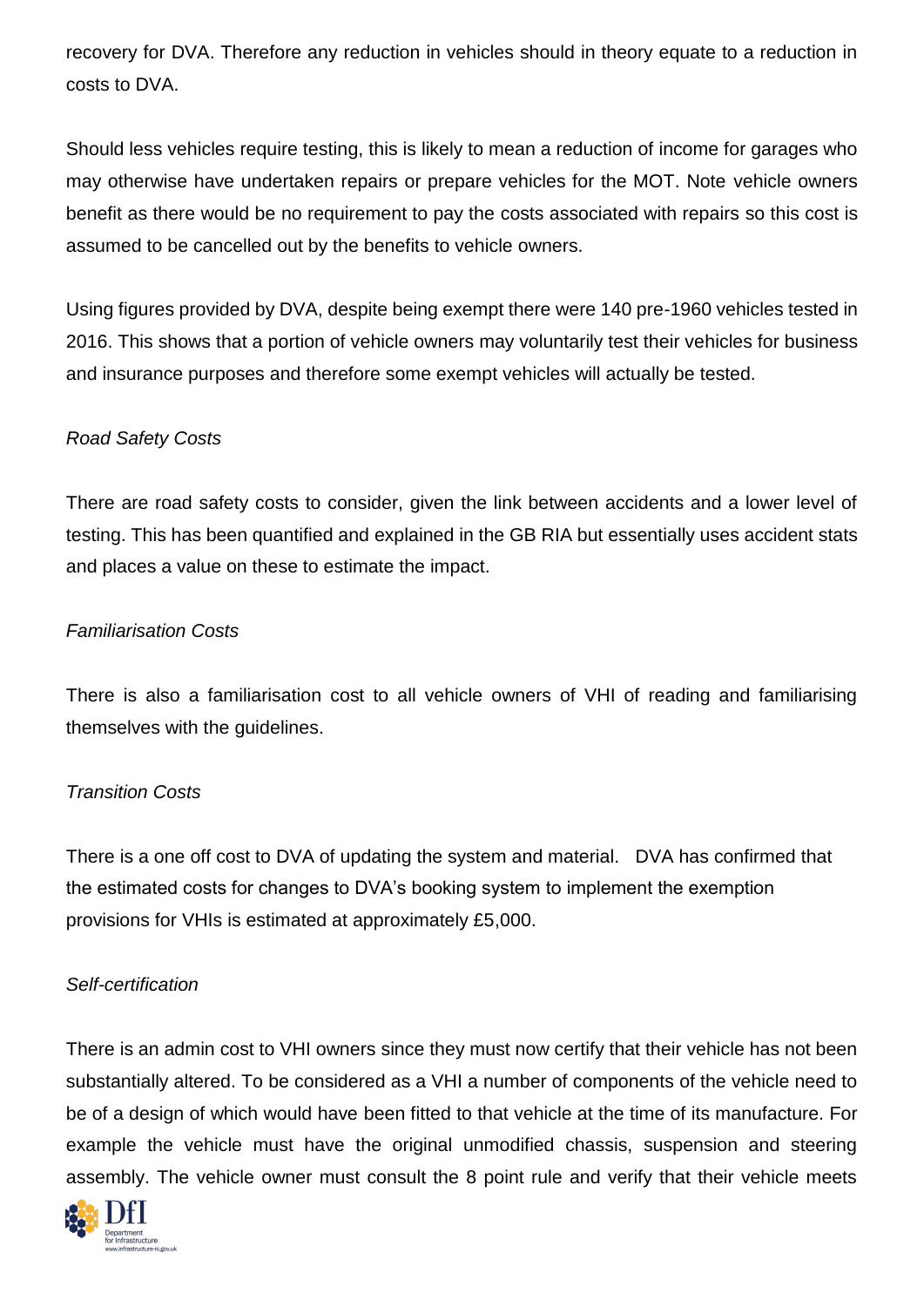recovery for DVA. Therefore any reduction in vehicles should in theory equate to a reduction in costs to DVA.

Should less vehicles require testing, this is likely to mean a reduction of income for garages who may otherwise have undertaken repairs or prepare vehicles for the MOT. Note vehicle owners benefit as there would be no requirement to pay the costs associated with repairs so this cost is assumed to be cancelled out by the benefits to vehicle owners.

Using figures provided by DVA, despite being exempt there were 140 pre-1960 vehicles tested in 2016. This shows that a portion of vehicle owners may voluntarily test their vehicles for business and insurance purposes and therefore some exempt vehicles will actually be tested.

*Road Safety Costs*

There are road safety costs to consider, given the link between accidents and a lower level of testing. This has been quantified and explained in the GB RIA but essentially uses accident stats and places a value on these to estimate the impact.

*Familiarisation Costs*

There is also a familiarisation cost to all vehicle owners of VHI of reading and familiarising themselves with the guidelines.

*Transition Costs*

There is a one off cost to DVA of updating the system and material. DVA has confirmed that the estimated costs for changes to DVA's booking system to implement the exemption provisions for VHIs is estimated at approximately £5,000.

*Self-certification*

There is an admin cost to VHI owners since they must now certify that their vehicle has not been substantially altered. To be considered as a VHI a number of components of the vehicle need to be of a design of which would have been fitted to that vehicle at the time of its manufacture. For example the vehicle must have the original unmodified chassis, suspension and steering assembly. The vehicle owner must consult the 8 point rule and verify that their vehicle meets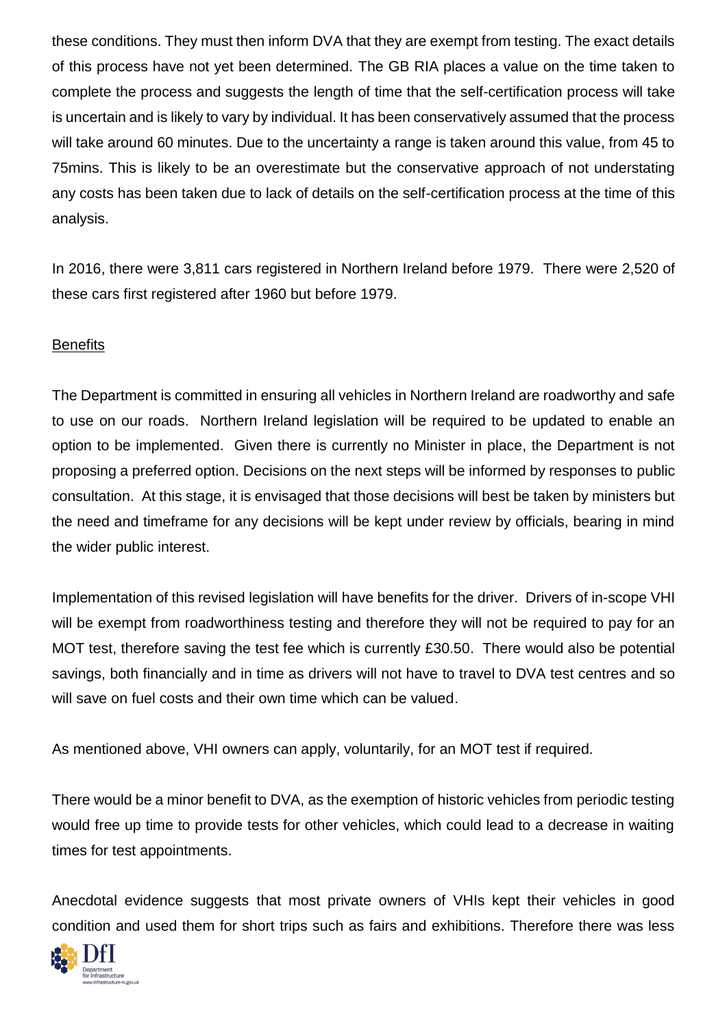these conditions. They must then inform DVA that they are exempt from testing. The exact details of this process have not yet been determined. The GB RIA places a value on the time taken to complete the process and suggests the length of time that the self-certification process will take is uncertain and is likely to vary by individual. It has been conservatively assumed that the process will take around 60 minutes. Due to the uncertainty a range is taken around this value, from 45 to 75mins. This is likely to be an overestimate but the conservative approach of not understating any costs has been taken due to lack of details on the self-certification process at the time of this analysis.

In 2016, there were 3,811 cars registered in Northern Ireland before 1979. There were 2,520 of these cars first registered after 1960 but before 1979.

Benefits

The Department is committed in ensuring all vehicles in Northern Ireland are roadworthy and safe to use on our roads. Northern Ireland legislation will be required to be updated to enable an option to be implemented. Given there is currently no Minister in place, the Department is not proposing a preferred option. Decisions on the next steps will be informed by responses to public consultation. At this stage, it is envisaged that those decisions will best be taken by ministers but the need and timeframe for any decisions will be kept under review by officials, bearing in mind the wider public interest.

Implementation of this revised legislation will have benefits for the driver. Drivers of in-scope VHI will be exempt from roadworthiness testing and therefore they will not be required to pay for an MOT test, therefore saving the test fee which is currently £30.50. There would also be potential savings, both financially and in time as drivers will not have to travel to DVA test centres and so will save on fuel costs and their own time which can be valued.

As mentioned above, VHI owners can apply, voluntarily, for an MOT test if required.

There would be a minor benefit to DVA, as the exemption of historic vehicles from periodic testing would free up time to provide tests for other vehicles, which could lead to a decrease in waiting times for test appointments.

Anecdotal evidence suggests that most private owners of VHIs kept their vehicles in good condition and used them for short trips such as fairs and exhibitions. Therefore there was less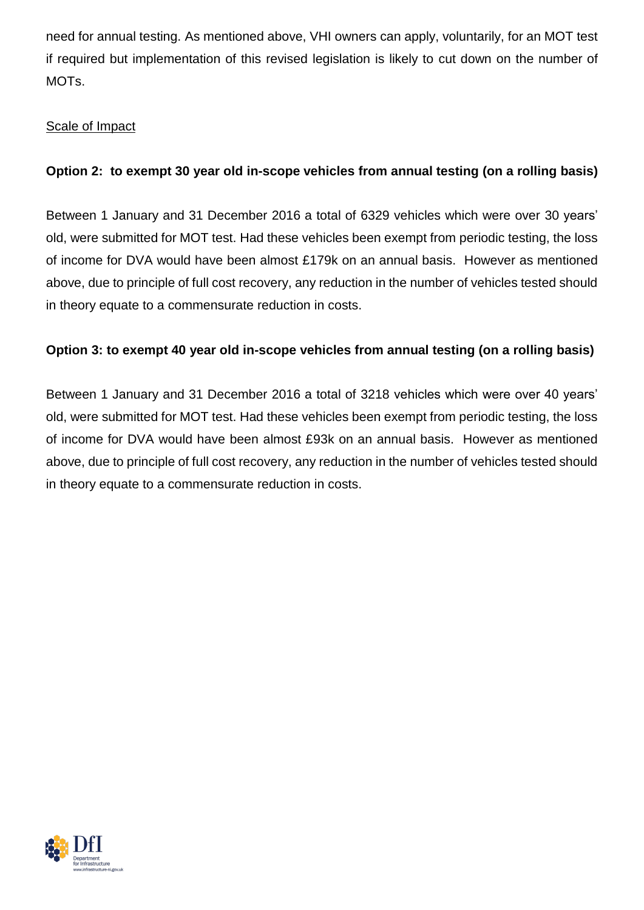need for annual testing. As mentioned above, VHI owners can apply, voluntarily, for an MOT test if required but implementation of this revised legislation is likely to cut down on the number of MOTs.

Scale of Impact

**Option 2: to exempt 30 year old in-scope vehicles from annual testing (on a rolling basis)**

Between 1 January and 31 December 2016 a total of 6329 vehicles which were over 30 years' old, were submitted for MOT test. Had these vehicles been exempt from periodic testing, the loss of income for DVA would have been almost £179k on an annual basis. However as mentioned above, due to principle of full cost recovery, any reduction in the number of vehicles tested should in theory equate to a commensurate reduction in costs.

**Option 3: to exempt 40 year old in-scope vehicles from annual testing (on a rolling basis)**

Between 1 January and 31 December 2016 a total of 3218 vehicles which were over 40 years' old, were submitted for MOT test. Had these vehicles been exempt from periodic testing, the loss of income for DVA would have been almost £93k on an annual basis. However as mentioned above, due to principle of full cost recovery, any reduction in the number of vehicles tested should in theory equate to a commensurate reduction in costs.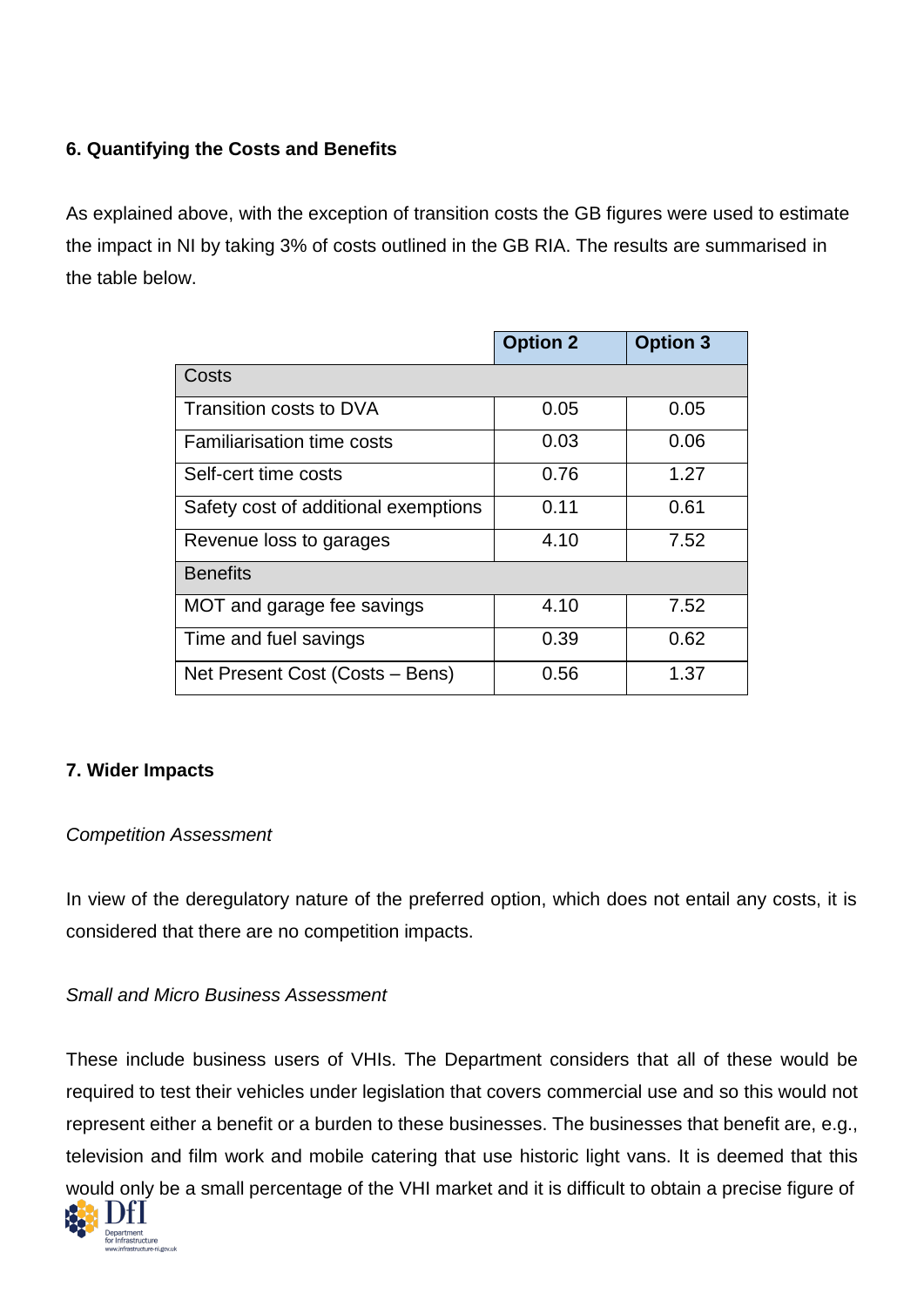### 6. Quantifying the Costs and Benefits

As explained above, with the exception of transition costs the GB figures were used to estimate the impact in NI by taking 3% of costs outlined in the GB RIA. The results are summarised in the table below.

| | **Option 2** | **Option 3** |
|---|---|---|
| Costs | | |
| Transition costs to DVA | 0.05 | 0.05 |
| Familiarisation time costs | 0.03 | 0.06 |
| Self-cert time costs | 0.76 | 1.27 |
| Safety cost of additional exemptions | 0.11 | 0.61 |
| Revenue loss to garages | 4.10 | 7.52 |
| Benefits | | |
| MOT and garage fee savings | 4.10 | 7.52 |
| Time and fuel savings | 0.39 | 0.62 |
| Net Present Cost (Costs – Bens) | 0.56 | 1.37 |

### 7. Wider Impacts

*Competition Assessment*

In view of the deregulatory nature of the preferred option, which does not entail any costs, it is considered that there are no competition impacts.

*Small and Micro Business Assessment*

These include business users of VHIs. The Department considers that all of these would be required to test their vehicles under legislation that covers commercial use and so this would not represent either a benefit or a burden to these businesses. The businesses that benefit are, e.g., television and film work and mobile catering that use historic light vans. It is deemed that this would only be a small percentage of the VHI market and it is difficult to obtain a precise figure of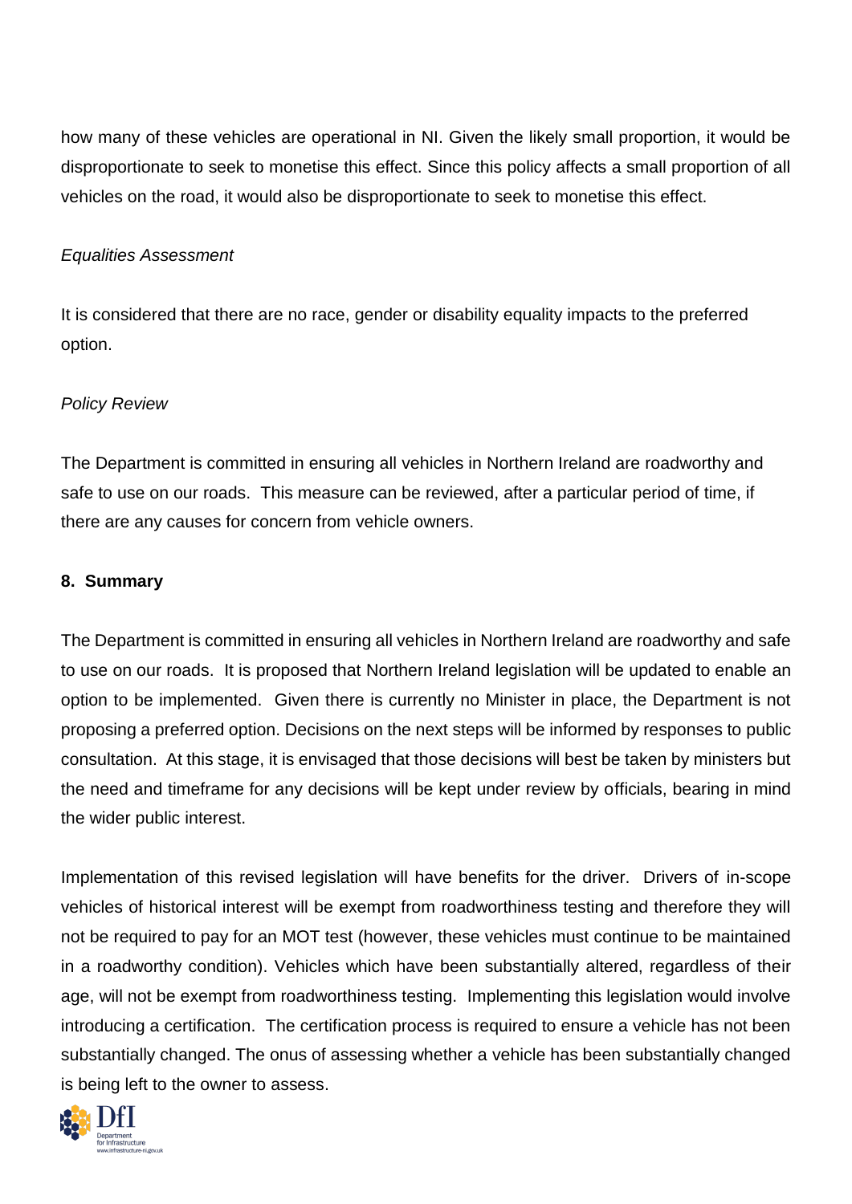how many of these vehicles are operational in NI. Given the likely small proportion, it would be disproportionate to seek to monetise this effect. Since this policy affects a small proportion of all vehicles on the road, it would also be disproportionate to seek to monetise this effect.

*Equalities Assessment*

It is considered that there are no race, gender or disability equality impacts to the preferred option.

*Policy Review*

The Department is committed in ensuring all vehicles in Northern Ireland are roadworthy and safe to use on our roads. This measure can be reviewed, after a particular period of time, if there are any causes for concern from vehicle owners.

## 8. Summary

The Department is committed in ensuring all vehicles in Northern Ireland are roadworthy and safe to use on our roads. It is proposed that Northern Ireland legislation will be updated to enable an option to be implemented. Given there is currently no Minister in place, the Department is not proposing a preferred option. Decisions on the next steps will be informed by responses to public consultation. At this stage, it is envisaged that those decisions will best be taken by ministers but the need and timeframe for any decisions will be kept under review by officials, bearing in mind the wider public interest.

Implementation of this revised legislation will have benefits for the driver. Drivers of in-scope vehicles of historical interest will be exempt from roadworthiness testing and therefore they will not be required to pay for an MOT test (however, these vehicles must continue to be maintained in a roadworthy condition). Vehicles which have been substantially altered, regardless of their age, will not be exempt from roadworthiness testing. Implementing this legislation would involve introducing a certification. The certification process is required to ensure a vehicle has not been substantially changed. The onus of assessing whether a vehicle has been substantially changed is being left to the owner to assess.